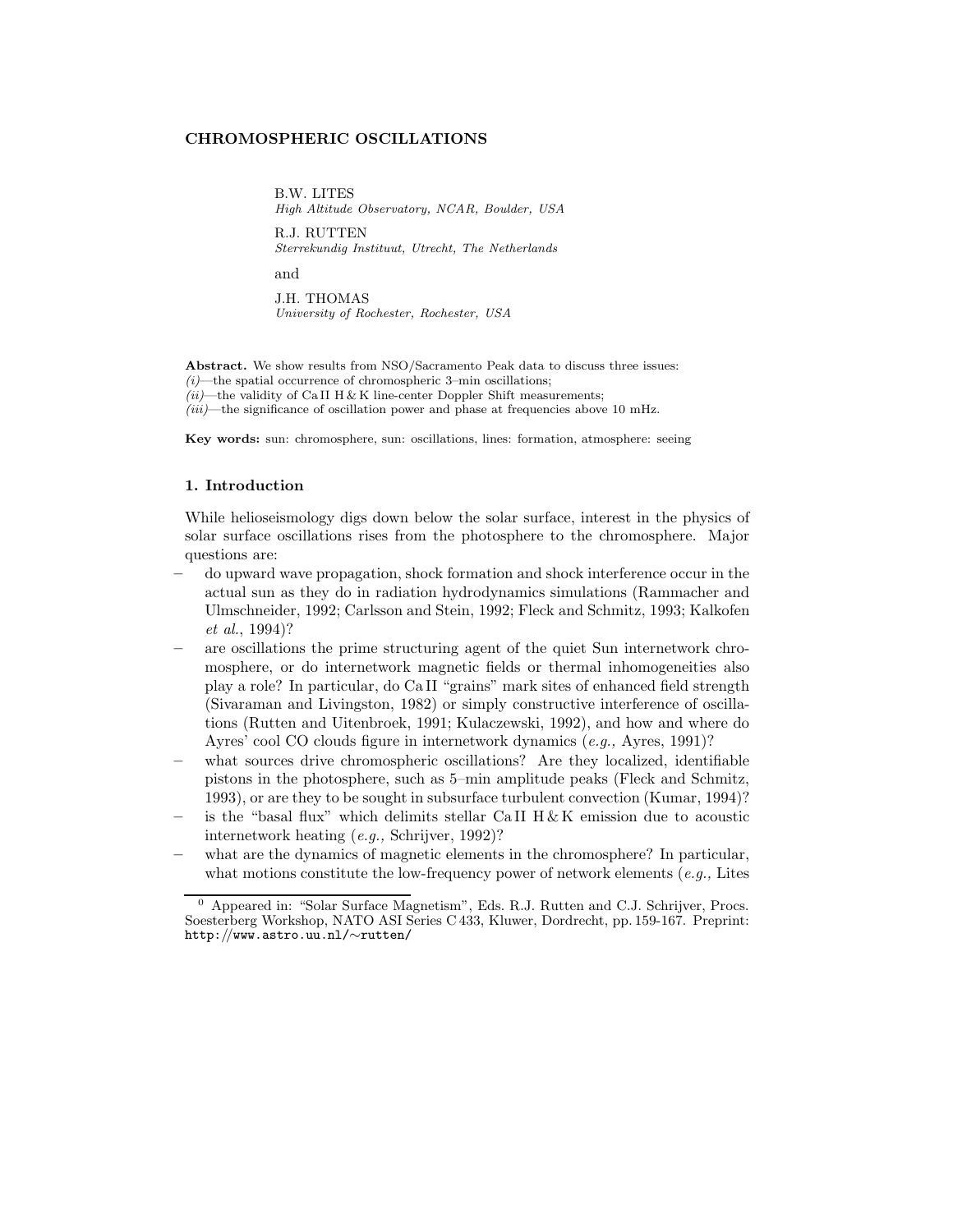# CHROMOSPHERIC OSCILLATIONS

B.W. LITES
*High Altitude Observatory, NCAR, Boulder, USA*

R.J. RUTTEN
*Sterrekundig Instituut, Utrecht, The Netherlands*

and

J.H. THOMAS
*University of Rochester, Rochester, USA*

**Abstract.** We show results from NSO/Sacramento Peak data to discuss three issues:
*(i)*—the spatial occurrence of chromospheric 3–min oscillations;
*(ii)*—the validity of Ca II H & K line-center Doppler Shift measurements;
*(iii)*—the significance of oscillation power and phase at frequencies above 10 mHz.

**Key words:** sun: chromosphere, sun: oscillations, lines: formation, atmosphere: seeing

## 1. Introduction

While helioseismology digs down below the solar surface, interest in the physics of solar surface oscillations rises from the photosphere to the chromosphere. Major questions are:

- do upward wave propagation, shock formation and shock interference occur in the actual sun as they do in radiation hydrodynamics simulations (Rammacher and Ulmschneider, 1992; Carlsson and Stein, 1992; Fleck and Schmitz, 1993; Kalkofen *et al.*, 1994)?
- are oscillations the prime structuring agent of the quiet Sun internetwork chromosphere, or do internetwork magnetic fields or thermal inhomogeneities also play a role? In particular, do Ca II "grains" mark sites of enhanced field strength (Sivaraman and Livingston, 1982) or simply constructive interference of oscillations (Rutten and Uitenbroek, 1991; Kulaczewski, 1992), and how and where do Ayres' cool CO clouds figure in internetwork dynamics (*e.g.,* Ayres, 1991)?
- what sources drive chromospheric oscillations? Are they localized, identifiable pistons in the photosphere, such as 5–min amplitude peaks (Fleck and Schmitz, 1993), or are they to be sought in subsurface turbulent convection (Kumar, 1994)?
- is the "basal flux" which delimits stellar Ca II H & K emission due to acoustic internetwork heating (*e.g.,* Schrijver, 1992)?
- what are the dynamics of magnetic elements in the chromosphere? In particular, what motions constitute the low-frequency power of network elements (*e.g.,* Lites

[0] Appeared in: "Solar Surface Magnetism", Eds. R.J. Rutten and C.J. Schrijver, Procs. Soesterberg Workshop, NATO ASI Series C 433, Kluwer, Dordrecht, pp. 159-167. Preprint: http://www.astro.uu.nl/∼rutten/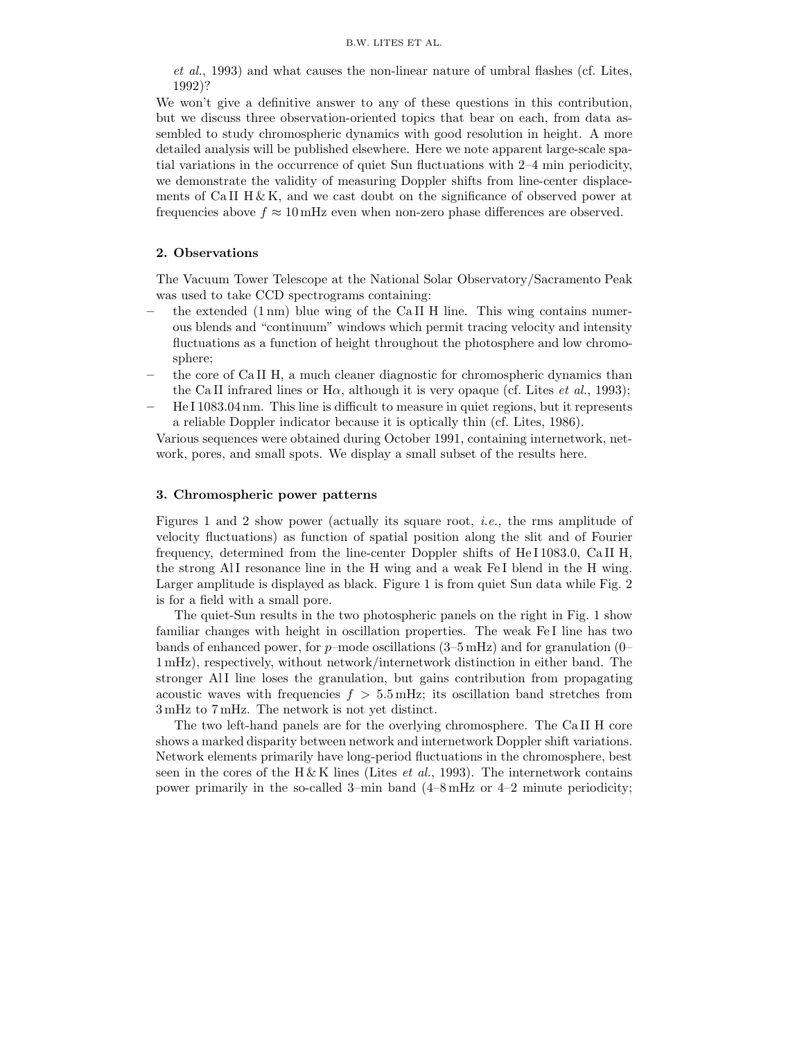*et al.*, 1993) and what causes the non-linear nature of umbral flashes (cf. Lites, 1992)?

We won't give a definitive answer to any of these questions in this contribution, but we discuss three observation-oriented topics that bear on each, from data assembled to study chromospheric dynamics with good resolution in height. A more detailed analysis will be published elsewhere. Here we note apparent large-scale spatial variations in the occurrence of quiet Sun fluctuations with 2–4 min periodicity, we demonstrate the validity of measuring Doppler shifts from line-center displacements of Ca II H & K, and we cast doubt on the significance of observed power at frequencies above $f \approx 10\,\mathrm{mHz}$ even when non-zero phase differences are observed.

## 2. Observations

The Vacuum Tower Telescope at the National Solar Observatory/Sacramento Peak was used to take CCD spectrograms containing:

- the extended (1 nm) blue wing of the Ca II H line. This wing contains numerous blends and "continuum" windows which permit tracing velocity and intensity fluctuations as a function of height throughout the photosphere and low chromosphere;
- the core of Ca II H, a much cleaner diagnostic for chromospheric dynamics than the Ca II infrared lines or H$\alpha$, although it is very opaque (cf. Lites *et al.*, 1993);
- He I 1083.04 nm. This line is difficult to measure in quiet regions, but it represents a reliable Doppler indicator because it is optically thin (cf. Lites, 1986).

Various sequences were obtained during October 1991, containing internetwork, network, pores, and small spots. We display a small subset of the results here.

## 3. Chromospheric power patterns

Figures 1 and 2 show power (actually its square root, *i.e.,* the rms amplitude of velocity fluctuations) as function of spatial position along the slit and of Fourier frequency, determined from the line-center Doppler shifts of He I 1083.0, Ca II H, the strong Al I resonance line in the H wing and a weak Fe I blend in the H wing. Larger amplitude is displayed as black. Figure 1 is from quiet Sun data while Fig. 2 is for a field with a small pore.

The quiet-Sun results in the two photospheric panels on the right in Fig. 1 show familiar changes with height in oscillation properties. The weak Fe I line has two bands of enhanced power, for $p$–mode oscillations (3–5 mHz) and for granulation (0–1 mHz), respectively, without network/internetwork distinction in either band. The stronger Al I line loses the granulation, but gains contribution from propagating acoustic waves with frequencies $f > 5.5\,\mathrm{mHz}$; its oscillation band stretches from 3 mHz to 7 mHz. The network is not yet distinct.

The two left-hand panels are for the overlying chromosphere. The Ca II H core shows a marked disparity between network and internetwork Doppler shift variations. Network elements primarily have long-period fluctuations in the chromosphere, best seen in the cores of the H & K lines (Lites *et al.*, 1993). The internetwork contains power primarily in the so-called 3–min band (4–8 mHz or 4–2 minute periodicity;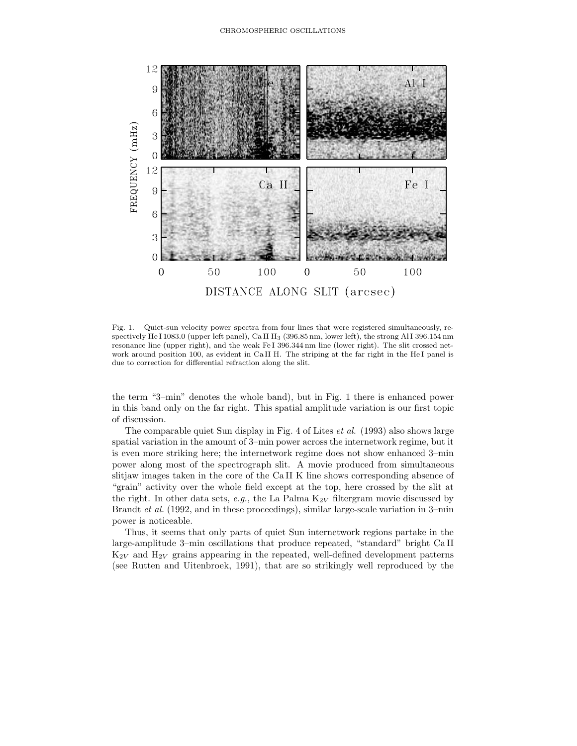Fig. 1. Quiet-sun velocity power spectra from four lines that were registered simultaneously, respectively He I 1083.0 (upper left panel), Ca II $H_3$ (396.85 nm, lower left), the strong Al I 396.154 nm resonance line (upper right), and the weak Fe I 396.344 nm line (lower right). The slit crossed network around position 100, as evident in Ca II H. The striping at the far right in the He I panel is due to correction for differential refraction along the slit.

the term "3–min" denotes the whole band), but in Fig. 1 there is enhanced power in this band only on the far right. This spatial amplitude variation is our first topic of discussion.

The comparable quiet Sun display in Fig. 4 of Lites *et al.* (1993) also shows large spatial variation in the amount of 3–min power across the internetwork regime, but it is even more striking here; the internetwork regime does not show enhanced 3–min power along most of the spectrograph slit. A movie produced from simultaneous slitjaw images taken in the core of the Ca II K line shows corresponding absence of "grain" activity over the whole field except at the top, here crossed by the slit at the right. In other data sets, *e.g.,* the La Palma $K_{2V}$ filtergram movie discussed by Brandt *et al.* (1992, and in these proceedings), similar large-scale variation in 3–min power is noticeable.

Thus, it seems that only parts of quiet Sun internetwork regions partake in the large-amplitude 3–min oscillations that produce repeated, "standard" bright Ca II $K_{2V}$ and $H_{2V}$ grains appearing in the repeated, well-defined development patterns (see Rutten and Uitenbroek, 1991), that are so strikingly well reproduced by the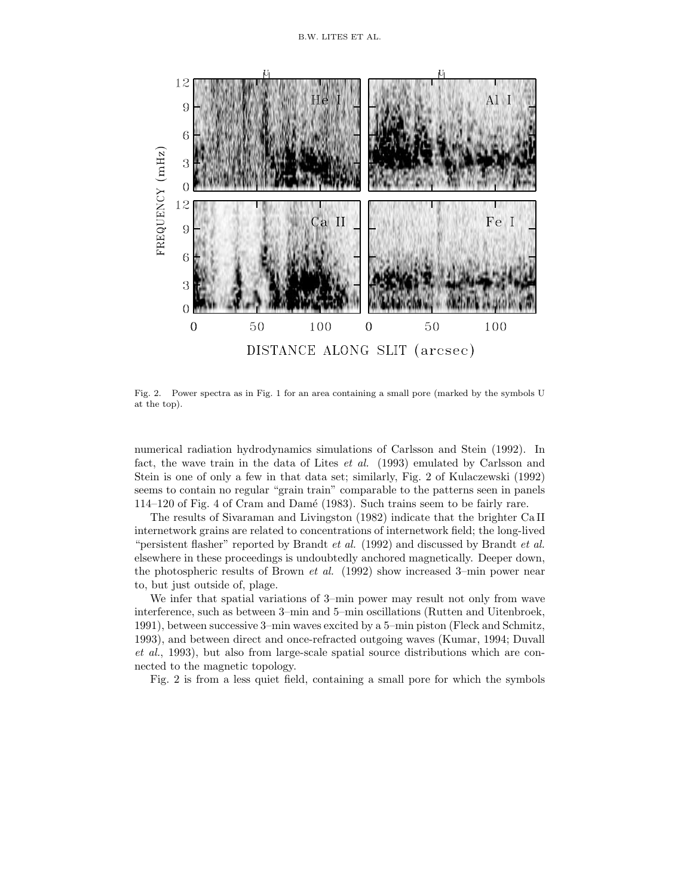Fig. 2. Power spectra as in Fig. 1 for an area containing a small pore (marked by the symbols U at the top).

numerical radiation hydrodynamics simulations of Carlsson and Stein (1992). In fact, the wave train in the data of Lites *et al.* (1993) emulated by Carlsson and Stein is one of only a few in that data set; similarly, Fig. 2 of Kulaczewski (1992) seems to contain no regular "grain train" comparable to the patterns seen in panels 114–120 of Fig. 4 of Cram and Damé (1983). Such trains seem to be fairly rare.

The results of Sivaraman and Livingston (1982) indicate that the brighter Ca II internetwork grains are related to concentrations of internetwork field; the long-lived "persistent flasher" reported by Brandt *et al.* (1992) and discussed by Brandt *et al.* elsewhere in these proceedings is undoubtedly anchored magnetically. Deeper down, the photospheric results of Brown *et al.* (1992) show increased 3–min power near to, but just outside of, plage.

We infer that spatial variations of 3–min power may result not only from wave interference, such as between 3–min and 5–min oscillations (Rutten and Uitenbroek, 1991), between successive 3–min waves excited by a 5–min piston (Fleck and Schmitz, 1993), and between direct and once-refracted outgoing waves (Kumar, 1994; Duvall *et al.*, 1993), but also from large-scale spatial source distributions which are connected to the magnetic topology.

Fig. 2 is from a less quiet field, containing a small pore for which the symbols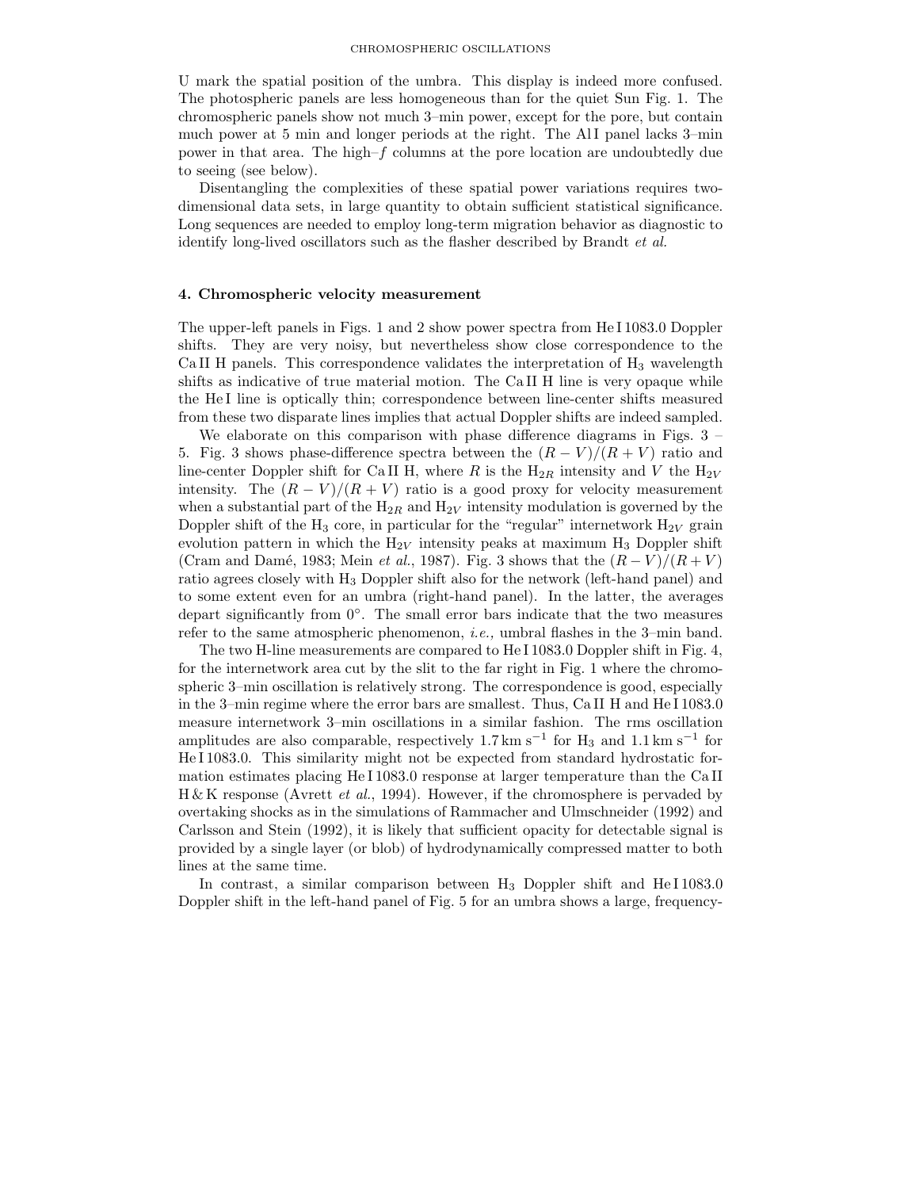U mark the spatial position of the umbra. This display is indeed more confused. The photospheric panels are less homogeneous than for the quiet Sun Fig. 1. The chromospheric panels show not much 3–min power, except for the pore, but contain much power at 5 min and longer periods at the right. The Al I panel lacks 3–min power in that area. The high–$f$ columns at the pore location are undoubtedly due to seeing (see below).

Disentangling the complexities of these spatial power variations requires two-dimensional data sets, in large quantity to obtain sufficient statistical significance. Long sequences are needed to employ long-term migration behavior as diagnostic to identify long-lived oscillators such as the flasher described by Brandt *et al.*

## 4. Chromospheric velocity measurement

The upper-left panels in Figs. 1 and 2 show power spectra from He I 1083.0 Doppler shifts. They are very noisy, but nevertheless show close correspondence to the Ca II H panels. This correspondence validates the interpretation of $H_3$ wavelength shifts as indicative of true material motion. The Ca II H line is very opaque while the He I line is optically thin; correspondence between line-center shifts measured from these two disparate lines implies that actual Doppler shifts are indeed sampled.

We elaborate on this comparison with phase difference diagrams in Figs. 3 – 5. Fig. 3 shows phase-difference spectra between the $(R-V)/(R+V)$ ratio and line-center Doppler shift for Ca II H, where $R$ is the $H_{2R}$ intensity and $V$ the $H_{2V}$ intensity. The $(R-V)/(R+V)$ ratio is a good proxy for velocity measurement when a substantial part of the $H_{2R}$ and $H_{2V}$ intensity modulation is governed by the Doppler shift of the $H_3$ core, in particular for the "regular" internetwork $H_{2V}$ grain evolution pattern in which the $H_{2V}$ intensity peaks at maximum $H_3$ Doppler shift (Cram and Damé, 1983; Mein *et al.*, 1987). Fig. 3 shows that the $(R-V)/(R+V)$ ratio agrees closely with $H_3$ Doppler shift also for the network (left-hand panel) and to some extent even for an umbra (right-hand panel). In the latter, the averages depart significantly from $0^\circ$. The small error bars indicate that the two measures refer to the same atmospheric phenomenon, *i.e.,* umbral flashes in the 3–min band.

The two H-line measurements are compared to He I 1083.0 Doppler shift in Fig. 4, for the internetwork area cut by the slit to the far right in Fig. 1 where the chromospheric 3–min oscillation is relatively strong. The correspondence is good, especially in the 3–min regime where the error bars are smallest. Thus, Ca II H and He I 1083.0 measure internetwork 3–min oscillations in a similar fashion. The rms oscillation amplitudes are also comparable, respectively $1.7\,\mathrm{km\,s^{-1}}$ for $H_3$ and $1.1\,\mathrm{km\,s^{-1}}$ for He I 1083.0. This similarity might not be expected from standard hydrostatic formation estimates placing He I 1083.0 response at larger temperature than the Ca II H & K response (Avrett *et al.*, 1994). However, if the chromosphere is pervaded by overtaking shocks as in the simulations of Rammacher and Ulmschneider (1992) and Carlsson and Stein (1992), it is likely that sufficient opacity for detectable signal is provided by a single layer (or blob) of hydrodynamically compressed matter to both lines at the same time.

In contrast, a similar comparison between $H_3$ Doppler shift and He I 1083.0 Doppler shift in the left-hand panel of Fig. 5 for an umbra shows a large, frequency-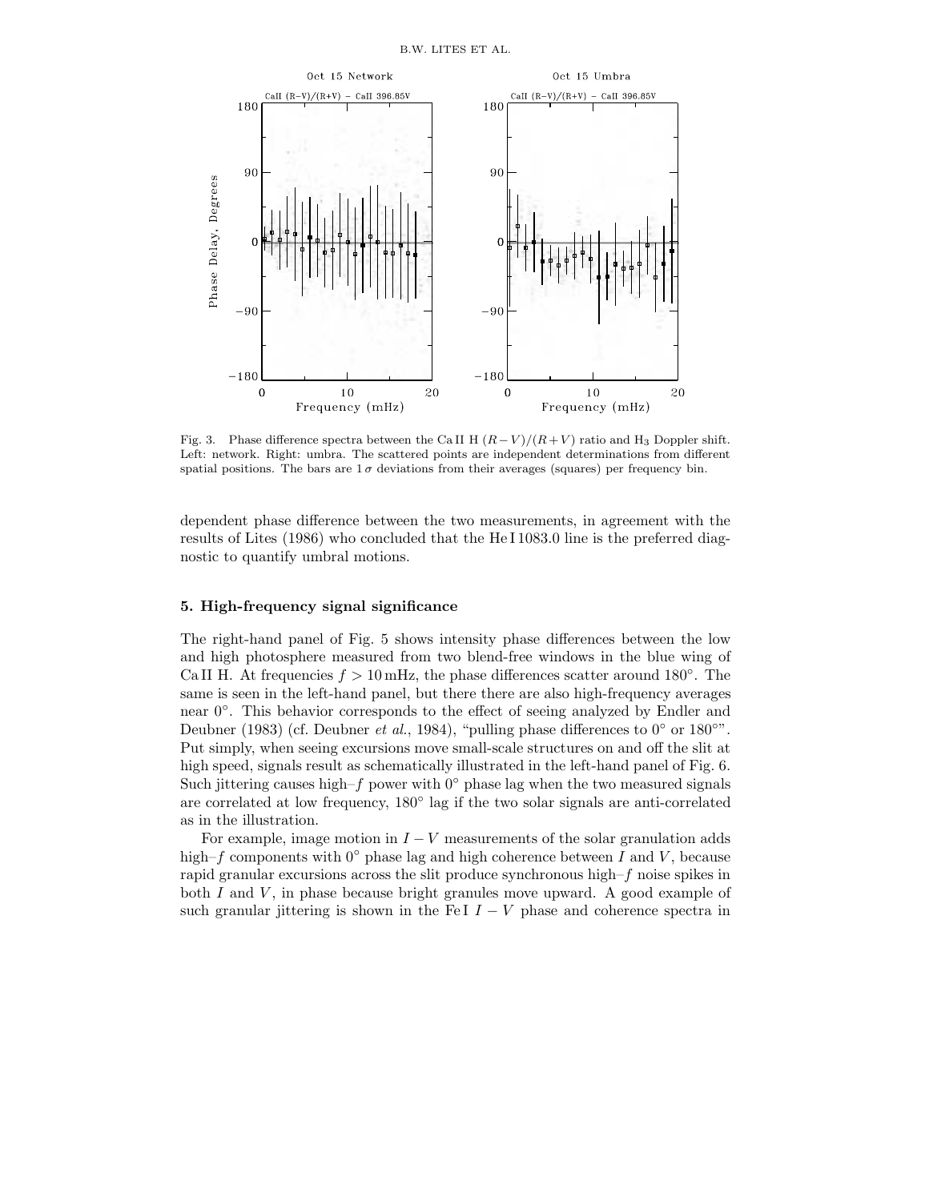Fig. 3. Phase difference spectra between the Ca II H $(R-V)/(R+V)$ ratio and $H_3$ Doppler shift. Left: network. Right: umbra. The scattered points are independent determinations from different spatial positions. The bars are $1\,\sigma$ deviations from their averages (squares) per frequency bin.

dependent phase difference between the two measurements, in agreement with the results of Lites (1986) who concluded that the He I 1083.0 line is the preferred diagnostic to quantify umbral motions.

## 5. High-frequency signal significance

The right-hand panel of Fig. 5 shows intensity phase differences between the low and high photosphere measured from two blend-free windows in the blue wing of Ca II H. At frequencies $f > 10$ mHz, the phase differences scatter around 180°. The same is seen in the left-hand panel, but there there are also high-frequency averages near 0°. This behavior corresponds to the effect of seeing analyzed by Endler and Deubner (1983) (cf. Deubner *et al.*, 1984), "pulling phase differences to 0° or 180°". Put simply, when seeing excursions move small-scale structures on and off the slit at high speed, signals result as schematically illustrated in the left-hand panel of Fig. 6. Such jittering causes high–$f$ power with 0° phase lag when the two measured signals are correlated at low frequency, 180° lag if the two solar signals are anti-correlated as in the illustration.

For example, image motion in $I-V$ measurements of the solar granulation adds high–$f$ components with 0° phase lag and high coherence between $I$ and $V$, because rapid granular excursions across the slit produce synchronous high–$f$ noise spikes in both $I$ and $V$, in phase because bright granules move upward. A good example of such granular jittering is shown in the Fe I $I-V$ phase and coherence spectra in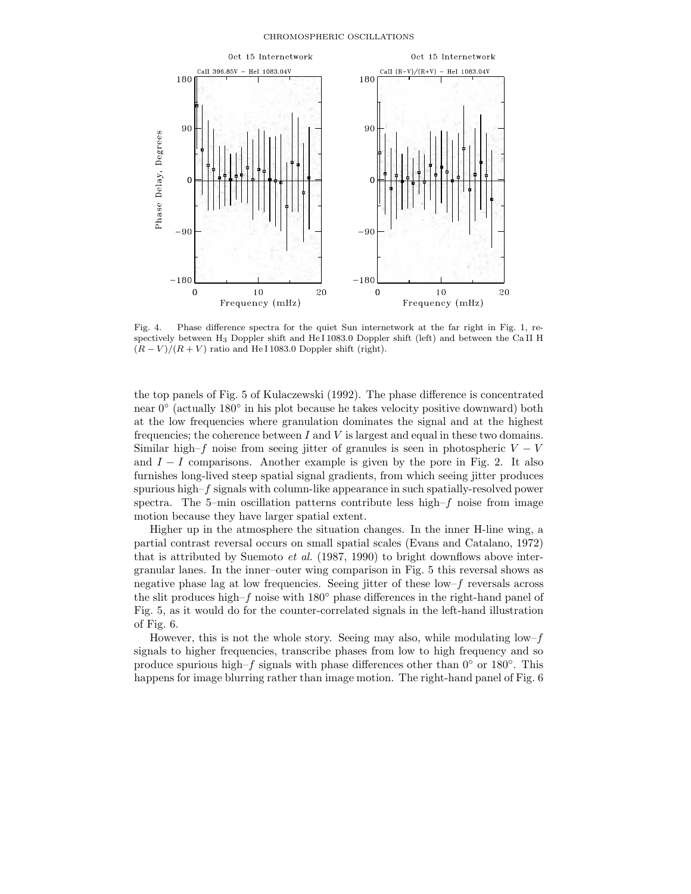Fig. 4. Phase difference spectra for the quiet Sun internetwork at the far right in Fig. 1, respectively between $H_3$ Doppler shift and He I 1083.0 Doppler shift (left) and between the Ca II H $(R-V)/(R+V)$ ratio and He I 1083.0 Doppler shift (right).

the top panels of Fig. 5 of Kulaczewski (1992). The phase difference is concentrated near 0° (actually 180° in his plot because he takes velocity positive downward) both at the low frequencies where granulation dominates the signal and at the highest frequencies; the coherence between $I$ and $V$ is largest and equal in these two domains. Similar high–$f$ noise from seeing jitter of granules is seen in photospheric $V-V$ and $I-I$ comparisons. Another example is given by the pore in Fig. 2. It also furnishes long-lived steep spatial signal gradients, from which seeing jitter produces spurious high–$f$ signals with column-like appearance in such spatially-resolved power spectra. The 5–min oscillation patterns contribute less high–$f$ noise from image motion because they have larger spatial extent.

Higher up in the atmosphere the situation changes. In the inner H-line wing, a partial contrast reversal occurs on small spatial scales (Evans and Catalano, 1972) that is attributed by Suemoto *et al*. (1987, 1990) to bright downflows above intergranular lanes. In the inner–outer wing comparison in Fig. 5 this reversal shows as negative phase lag at low frequencies. Seeing jitter of these low–$f$ reversals across the slit produces high–$f$ noise with 180° phase differences in the right-hand panel of Fig. 5, as it would do for the counter-correlated signals in the left-hand illustration of Fig. 6.

However, this is not the whole story. Seeing may also, while modulating low–$f$ signals to higher frequencies, transcribe phases from low to high frequency and so produce spurious high–$f$ signals with phase differences other than 0° or 180°. This happens for image blurring rather than image motion. The right-hand panel of Fig. 6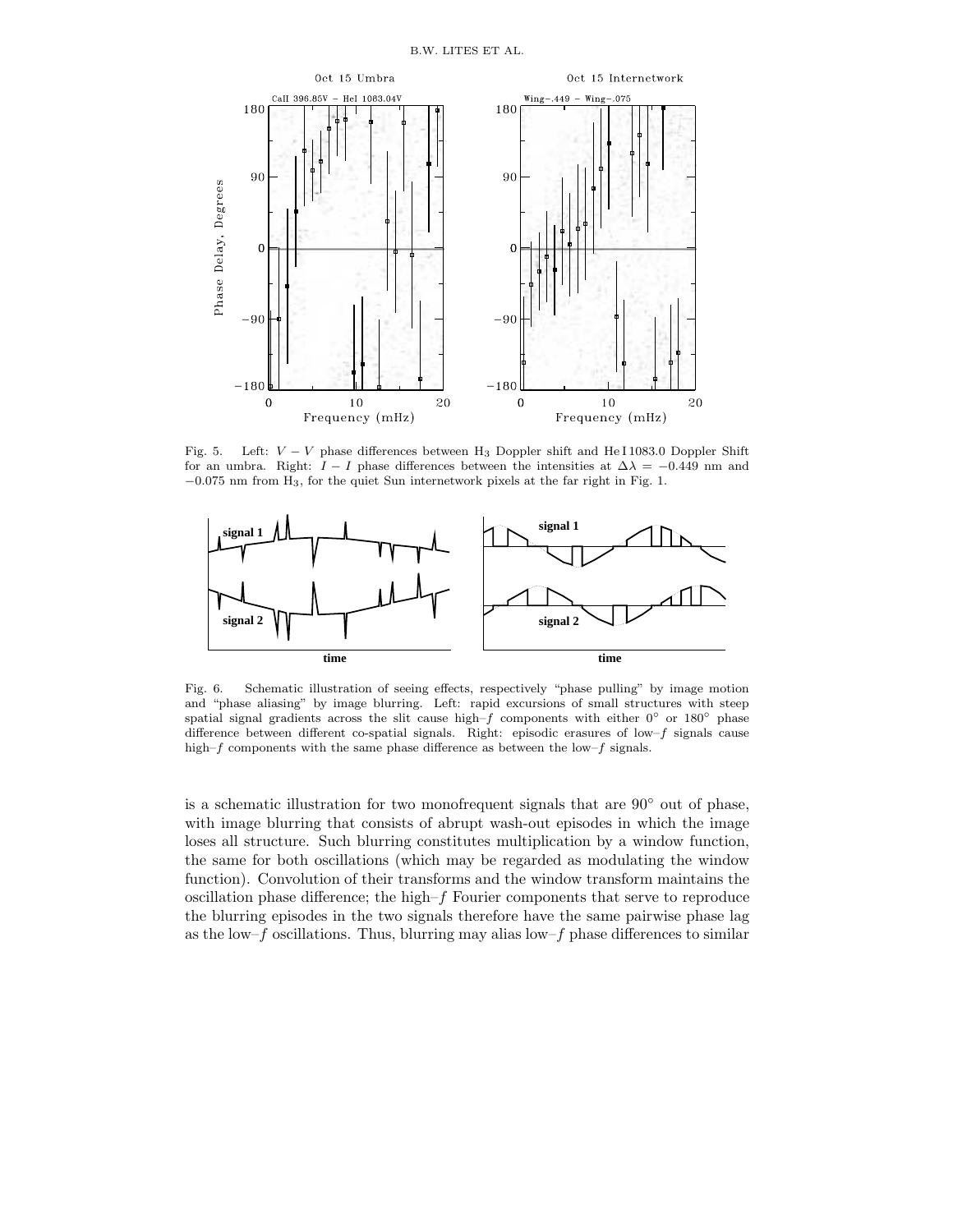Fig. 5. Left: $V-V$ phase differences between $H_3$ Doppler shift and He I 1083.0 Doppler Shift for an umbra. Right: $I-I$ phase differences between the intensities at $\Delta\lambda = -0.449$ nm and $-0.075$ nm from $H_3$, for the quiet Sun internetwork pixels at the far right in Fig. 1.

Fig. 6. Schematic illustration of seeing effects, respectively "phase pulling" by image motion and "phase aliasing" by image blurring. Left: rapid excursions of small structures with steep spatial signal gradients across the slit cause high–$f$ components with either 0° or 180° phase difference between different co-spatial signals. Right: episodic erasures of low–$f$ signals cause high–$f$ components with the same phase difference as between the low–$f$ signals.

is a schematic illustration for two monofrequent signals that are 90° out of phase, with image blurring that consists of abrupt wash-out episodes in which the image loses all structure. Such blurring constitutes multiplication by a window function, the same for both oscillations (which may be regarded as modulating the window function). Convolution of their transforms and the window transform maintains the oscillation phase difference; the high–$f$ Fourier components that serve to reproduce the blurring episodes in the two signals therefore have the same pairwise phase lag as the low–$f$ oscillations. Thus, blurring may alias low–$f$ phase differences to similar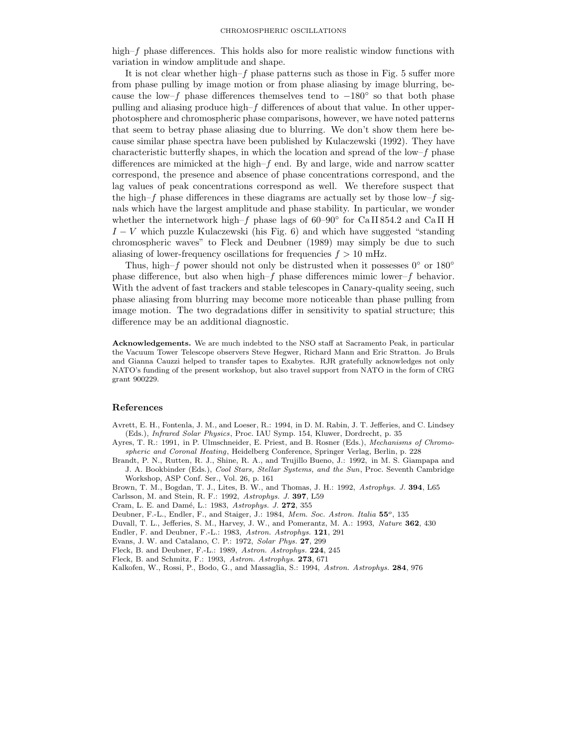high–$f$ phase differences. This holds also for more realistic window functions with variation in window amplitude and shape.

It is not clear whether high–$f$ phase patterns such as those in Fig. 5 suffer more from phase pulling by image motion or from phase aliasing by image blurring, because the low–$f$ phase differences themselves tend to $-180^\circ$ so that both phase pulling and aliasing produce high–$f$ differences of about that value. In other upper-photosphere and chromospheric phase comparisons, however, we have noted patterns that seem to betray phase aliasing due to blurring. We don't show them here because similar phase spectra have been published by Kulaczewski (1992). They have characteristic butterfly shapes, in which the location and spread of the low–$f$ phase differences are mimicked at the high–$f$ end. By and large, wide and narrow scatter correspond, the presence and absence of phase concentrations correspond, and the lag values of peak concentrations correspond as well. We therefore suspect that the high–$f$ phase differences in these diagrams are actually set by those low–$f$ signals which have the largest amplitude and phase stability. In particular, we wonder whether the internetwork high–$f$ phase lags of 60–90° for Ca II 854.2 and Ca II H $I - V$ which puzzle Kulaczewski (his Fig. 6) and which have suggested "standing chromospheric waves" to Fleck and Deubner (1989) may simply be due to such aliasing of lower-frequency oscillations for frequencies $f > 10$ mHz.

Thus, high–$f$ power should not only be distrusted when it possesses 0° or 180° phase difference, but also when high–$f$ phase differences mimic lower–$f$ behavior. With the advent of fast trackers and stable telescopes in Canary-quality seeing, such phase aliasing from blurring may become more noticeable than phase pulling from image motion. The two degradations differ in sensitivity to spatial structure; this difference may be an additional diagnostic.

**Acknowledgements.** We are much indebted to the NSO staff at Sacramento Peak, in particular the Vacuum Tower Telescope observers Steve Hegwer, Richard Mann and Eric Stratton. Jo Bruls and Gianna Cauzzi helped to transfer tapes to Exabytes. RJR gratefully acknowledges not only NATO's funding of the present workshop, but also travel support from NATO in the form of CRG grant 900229.

## References

Avrett, E. H., Fontenla, J. M., and Loeser, R.: 1994, in D. M. Rabin, J. T. Jefferies, and C. Lindsey (Eds.), *Infrared Solar Physics*, Proc. IAU Symp. 154, Kluwer, Dordrecht, p. 35

Ayres, T. R.: 1991, in P. Ulmschneider, E. Priest, and B. Rosner (Eds.), *Mechanisms of Chromospheric and Coronal Heating*, Heidelberg Conference, Springer Verlag, Berlin, p. 228

Brandt, P. N., Rutten, R. J., Shine, R. A., and Trujillo Bueno, J.: 1992, in M. S. Giampapa and J. A. Bookbinder (Eds.), *Cool Stars, Stellar Systems, and the Sun*, Proc. Seventh Cambridge Workshop, ASP Conf. Ser., Vol. 26, p. 161

Brown, T. M., Bogdan, T. J., Lites, B. W., and Thomas, J. H.: 1992, *Astrophys. J.* **394**, L65

Carlsson, M. and Stein, R. F.: 1992, *Astrophys. J.* **397**, L59

Cram, L. E. and Damé, L.: 1983, *Astrophys. J.* **272**, 355

Deubner, F.-L., Endler, F., and Staiger, J.: 1984, *Mem. Soc. Astron. Italia* **55°**, 135

Duvall, T. L., Jefferies, S. M., Harvey, J. W., and Pomerantz, M. A.: 1993, *Nature* **362**, 430

Endler, F. and Deubner, F.-L.: 1983, *Astron. Astrophys.* **121**, 291

Evans, J. W. and Catalano, C. P.: 1972, *Solar Phys.* **27**, 299

Fleck, B. and Deubner, F.-L.: 1989, *Astron. Astrophys.* **224**, 245

Fleck, B. and Schmitz, F.: 1993, *Astron. Astrophys.* **273**, 671

Kalkofen, W., Rossi, P., Bodo, G., and Massaglia, S.: 1994, *Astron. Astrophys.* **284**, 976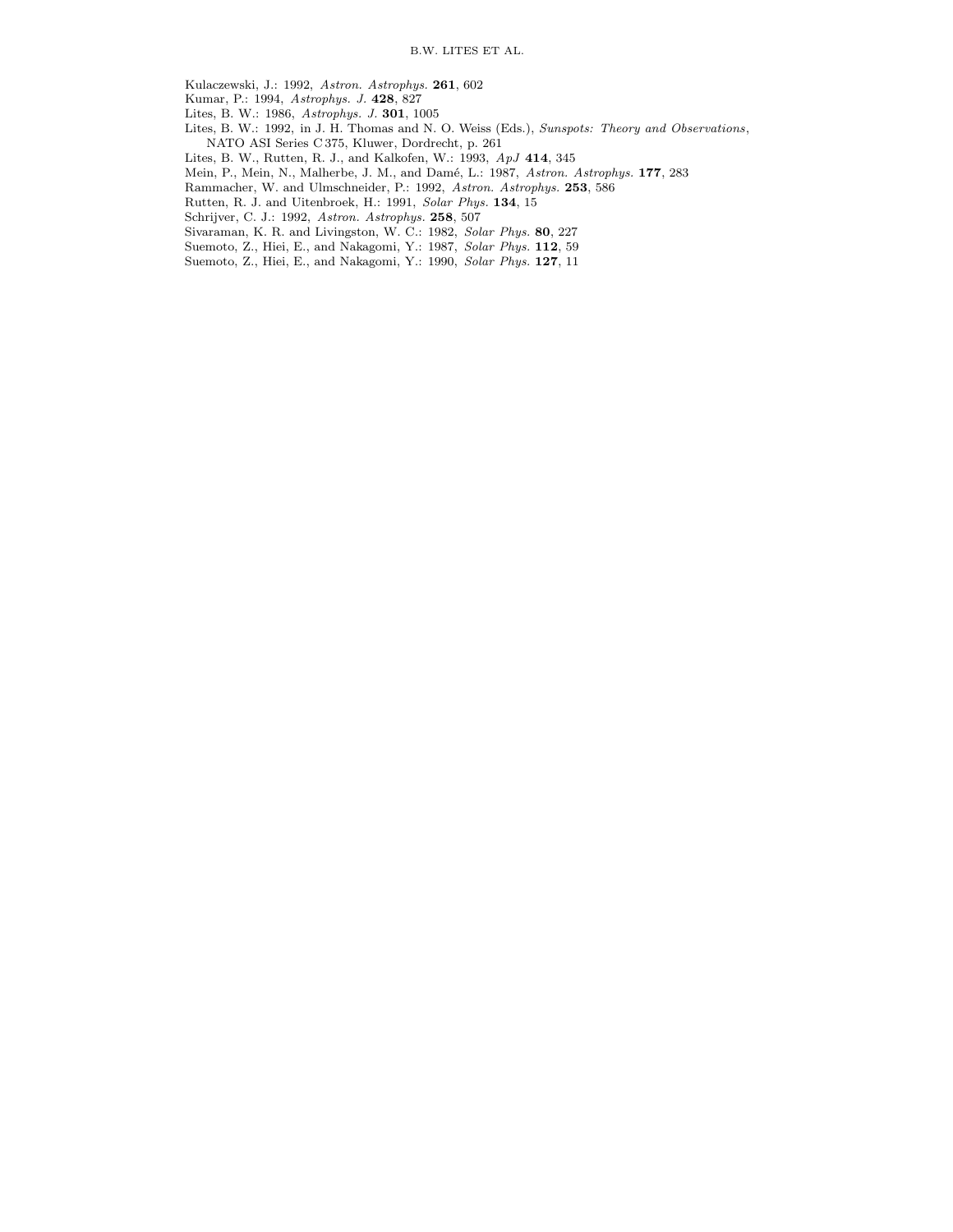Kulaczewski, J.: 1992, *Astron. Astrophys.* **261**, 602

Kumar, P.: 1994, *Astrophys. J.* **428**, 827

Lites, B. W.: 1986, *Astrophys. J.* **301**, 1005

Lites, B. W.: 1992, in J. H. Thomas and N. O. Weiss (Eds.), *Sunspots: Theory and Observations*, NATO ASI Series C 375, Kluwer, Dordrecht, p. 261

Lites, B. W., Rutten, R. J., and Kalkofen, W.: 1993, *ApJ* **414**, 345

Mein, P., Mein, N., Malherbe, J. M., and Damé, L.: 1987, *Astron. Astrophys.* **177**, 283

Rammacher, W. and Ulmschneider, P.: 1992, *Astron. Astrophys.* **253**, 586

Rutten, R. J. and Uitenbroek, H.: 1991, *Solar Phys.* **134**, 15

Schrijver, C. J.: 1992, *Astron. Astrophys.* **258**, 507

Sivaraman, K. R. and Livingston, W. C.: 1982, *Solar Phys.* **80**, 227

Suemoto, Z., Hiei, E., and Nakagomi, Y.: 1987, *Solar Phys.* **112**, 59

Suemoto, Z., Hiei, E., and Nakagomi, Y.: 1990, *Solar Phys.* **127**, 11